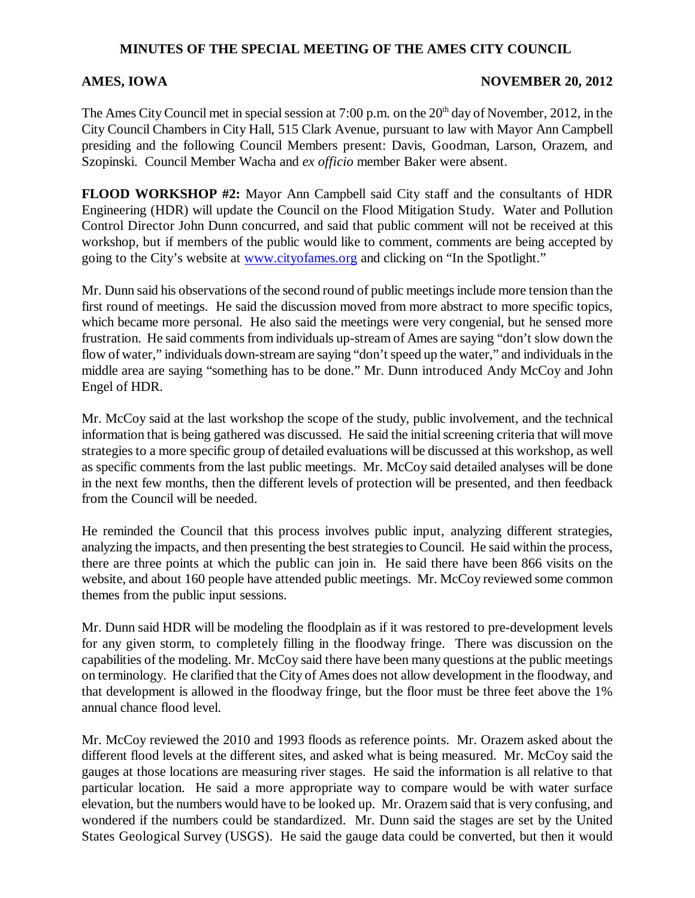# MINUTES OF THE SPECIAL MEETING OF THE AMES CITY COUNCIL

**AMES, IOWA** **NOVEMBER 20, 2012**

The Ames City Council met in special session at 7:00 p.m. on the 20th day of November, 2012, in the City Council Chambers in City Hall, 515 Clark Avenue, pursuant to law with Mayor Ann Campbell presiding and the following Council Members present: Davis, Goodman, Larson, Orazem, and Szopinski. Council Member Wacha and *ex officio* member Baker were absent.

**FLOOD WORKSHOP #2:** Mayor Ann Campbell said City staff and the consultants of HDR Engineering (HDR) will update the Council on the Flood Mitigation Study. Water and Pollution Control Director John Dunn concurred, and said that public comment will not be received at this workshop, but if members of the public would like to comment, comments are being accepted by going to the City's website at www.cityofames.org and clicking on "In the Spotlight."

Mr. Dunn said his observations of the second round of public meetings include more tension than the first round of meetings. He said the discussion moved from more abstract to more specific topics, which became more personal. He also said the meetings were very congenial, but he sensed more frustration. He said comments from individuals up-stream of Ames are saying "don't slow down the flow of water," individuals down-stream are saying "don't speed up the water," and individuals in the middle area are saying "something has to be done." Mr. Dunn introduced Andy McCoy and John Engel of HDR.

Mr. McCoy said at the last workshop the scope of the study, public involvement, and the technical information that is being gathered was discussed. He said the initial screening criteria that will move strategies to a more specific group of detailed evaluations will be discussed at this workshop, as well as specific comments from the last public meetings. Mr. McCoy said detailed analyses will be done in the next few months, then the different levels of protection will be presented, and then feedback from the Council will be needed.

He reminded the Council that this process involves public input, analyzing different strategies, analyzing the impacts, and then presenting the best strategies to Council. He said within the process, there are three points at which the public can join in. He said there have been 866 visits on the website, and about 160 people have attended public meetings. Mr. McCoy reviewed some common themes from the public input sessions.

Mr. Dunn said HDR will be modeling the floodplain as if it was restored to pre-development levels for any given storm, to completely filling in the floodway fringe. There was discussion on the capabilities of the modeling. Mr. McCoy said there have been many questions at the public meetings on terminology. He clarified that the City of Ames does not allow development in the floodway, and that development is allowed in the floodway fringe, but the floor must be three feet above the 1% annual chance flood level.

Mr. McCoy reviewed the 2010 and 1993 floods as reference points. Mr. Orazem asked about the different flood levels at the different sites, and asked what is being measured. Mr. McCoy said the gauges at those locations are measuring river stages. He said the information is all relative to that particular location. He said a more appropriate way to compare would be with water surface elevation, but the numbers would have to be looked up. Mr. Orazem said that is very confusing, and wondered if the numbers could be standardized. Mr. Dunn said the stages are set by the United States Geological Survey (USGS). He said the gauge data could be converted, but then it would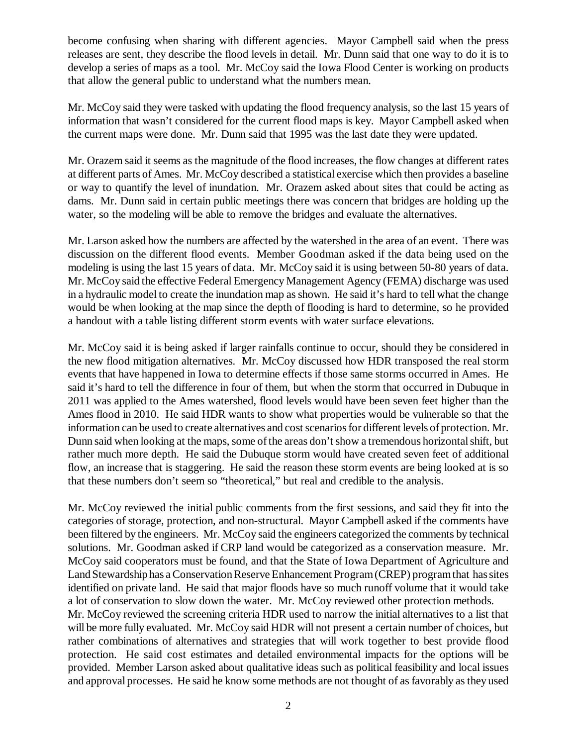become confusing when sharing with different agencies. Mayor Campbell said when the press releases are sent, they describe the flood levels in detail. Mr. Dunn said that one way to do it is to develop a series of maps as a tool. Mr. McCoy said the Iowa Flood Center is working on products that allow the general public to understand what the numbers mean.

Mr. McCoy said they were tasked with updating the flood frequency analysis, so the last 15 years of information that wasn't considered for the current flood maps is key. Mayor Campbell asked when the current maps were done. Mr. Dunn said that 1995 was the last date they were updated.

Mr. Orazem said it seems as the magnitude of the flood increases, the flow changes at different rates at different parts of Ames. Mr. McCoy described a statistical exercise which then provides a baseline or way to quantify the level of inundation. Mr. Orazem asked about sites that could be acting as dams. Mr. Dunn said in certain public meetings there was concern that bridges are holding up the water, so the modeling will be able to remove the bridges and evaluate the alternatives.

Mr. Larson asked how the numbers are affected by the watershed in the area of an event. There was discussion on the different flood events. Member Goodman asked if the data being used on the modeling is using the last 15 years of data. Mr. McCoy said it is using between 50-80 years of data. Mr. McCoy said the effective Federal Emergency Management Agency (FEMA) discharge was used in a hydraulic model to create the inundation map as shown. He said it's hard to tell what the change would be when looking at the map since the depth of flooding is hard to determine, so he provided a handout with a table listing different storm events with water surface elevations.

Mr. McCoy said it is being asked if larger rainfalls continue to occur, should they be considered in the new flood mitigation alternatives. Mr. McCoy discussed how HDR transposed the real storm events that have happened in Iowa to determine effects if those same storms occurred in Ames. He said it's hard to tell the difference in four of them, but when the storm that occurred in Dubuque in 2011 was applied to the Ames watershed, flood levels would have been seven feet higher than the Ames flood in 2010. He said HDR wants to show what properties would be vulnerable so that the information can be used to create alternatives and cost scenarios for different levels of protection. Mr. Dunn said when looking at the maps, some of the areas don't show a tremendous horizontal shift, but rather much more depth. He said the Dubuque storm would have created seven feet of additional flow, an increase that is staggering. He said the reason these storm events are being looked at is so that these numbers don't seem so "theoretical," but real and credible to the analysis.

Mr. McCoy reviewed the initial public comments from the first sessions, and said they fit into the categories of storage, protection, and non-structural. Mayor Campbell asked if the comments have been filtered by the engineers. Mr. McCoy said the engineers categorized the comments by technical solutions. Mr. Goodman asked if CRP land would be categorized as a conservation measure. Mr. McCoy said cooperators must be found, and that the State of Iowa Department of Agriculture and Land Stewardship has a Conservation Reserve Enhancement Program (CREP) program that has sites identified on private land. He said that major floods have so much runoff volume that it would take a lot of conservation to slow down the water. Mr. McCoy reviewed other protection methods.

Mr. McCoy reviewed the screening criteria HDR used to narrow the initial alternatives to a list that will be more fully evaluated. Mr. McCoy said HDR will not present a certain number of choices, but rather combinations of alternatives and strategies that will work together to best provide flood protection. He said cost estimates and detailed environmental impacts for the options will be provided. Member Larson asked about qualitative ideas such as political feasibility and local issues and approval processes. He said he know some methods are not thought of as favorably as they used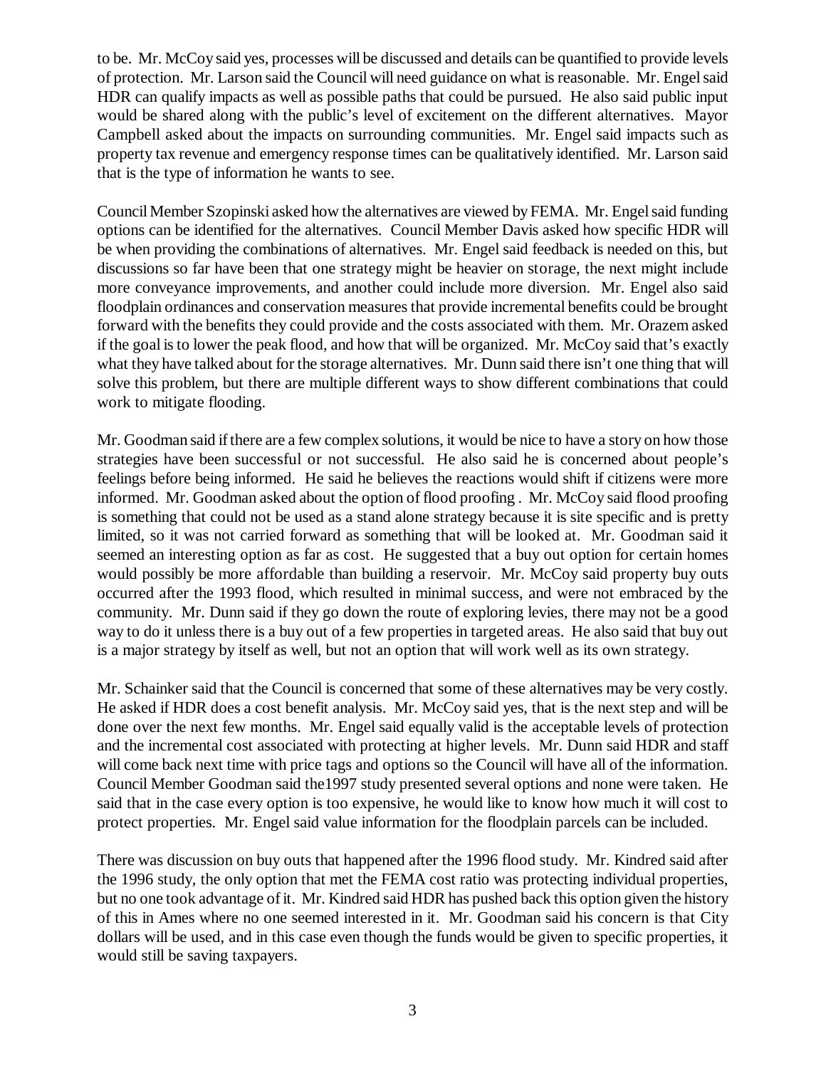to be. Mr. McCoy said yes, processes will be discussed and details can be quantified to provide levels of protection. Mr. Larson said the Council will need guidance on what is reasonable. Mr. Engel said HDR can qualify impacts as well as possible paths that could be pursued. He also said public input would be shared along with the public's level of excitement on the different alternatives. Mayor Campbell asked about the impacts on surrounding communities. Mr. Engel said impacts such as property tax revenue and emergency response times can be qualitatively identified. Mr. Larson said that is the type of information he wants to see.

Council Member Szopinski asked how the alternatives are viewed by FEMA. Mr. Engel said funding options can be identified for the alternatives. Council Member Davis asked how specific HDR will be when providing the combinations of alternatives. Mr. Engel said feedback is needed on this, but discussions so far have been that one strategy might be heavier on storage, the next might include more conveyance improvements, and another could include more diversion. Mr. Engel also said floodplain ordinances and conservation measures that provide incremental benefits could be brought forward with the benefits they could provide and the costs associated with them. Mr. Orazem asked if the goal is to lower the peak flood, and how that will be organized. Mr. McCoy said that's exactly what they have talked about for the storage alternatives. Mr. Dunn said there isn't one thing that will solve this problem, but there are multiple different ways to show different combinations that could work to mitigate flooding.

Mr. Goodman said if there are a few complex solutions, it would be nice to have a story on how those strategies have been successful or not successful. He also said he is concerned about people's feelings before being informed. He said he believes the reactions would shift if citizens were more informed. Mr. Goodman asked about the option of flood proofing . Mr. McCoy said flood proofing is something that could not be used as a stand alone strategy because it is site specific and is pretty limited, so it was not carried forward as something that will be looked at. Mr. Goodman said it seemed an interesting option as far as cost. He suggested that a buy out option for certain homes would possibly be more affordable than building a reservoir. Mr. McCoy said property buy outs occurred after the 1993 flood, which resulted in minimal success, and were not embraced by the community. Mr. Dunn said if they go down the route of exploring levies, there may not be a good way to do it unless there is a buy out of a few properties in targeted areas. He also said that buy out is a major strategy by itself as well, but not an option that will work well as its own strategy.

Mr. Schainker said that the Council is concerned that some of these alternatives may be very costly. He asked if HDR does a cost benefit analysis. Mr. McCoy said yes, that is the next step and will be done over the next few months. Mr. Engel said equally valid is the acceptable levels of protection and the incremental cost associated with protecting at higher levels. Mr. Dunn said HDR and staff will come back next time with price tags and options so the Council will have all of the information. Council Member Goodman said the1997 study presented several options and none were taken. He said that in the case every option is too expensive, he would like to know how much it will cost to protect properties. Mr. Engel said value information for the floodplain parcels can be included.

There was discussion on buy outs that happened after the 1996 flood study. Mr. Kindred said after the 1996 study, the only option that met the FEMA cost ratio was protecting individual properties, but no one took advantage of it. Mr. Kindred said HDR has pushed back this option given the history of this in Ames where no one seemed interested in it. Mr. Goodman said his concern is that City dollars will be used, and in this case even though the funds would be given to specific properties, it would still be saving taxpayers.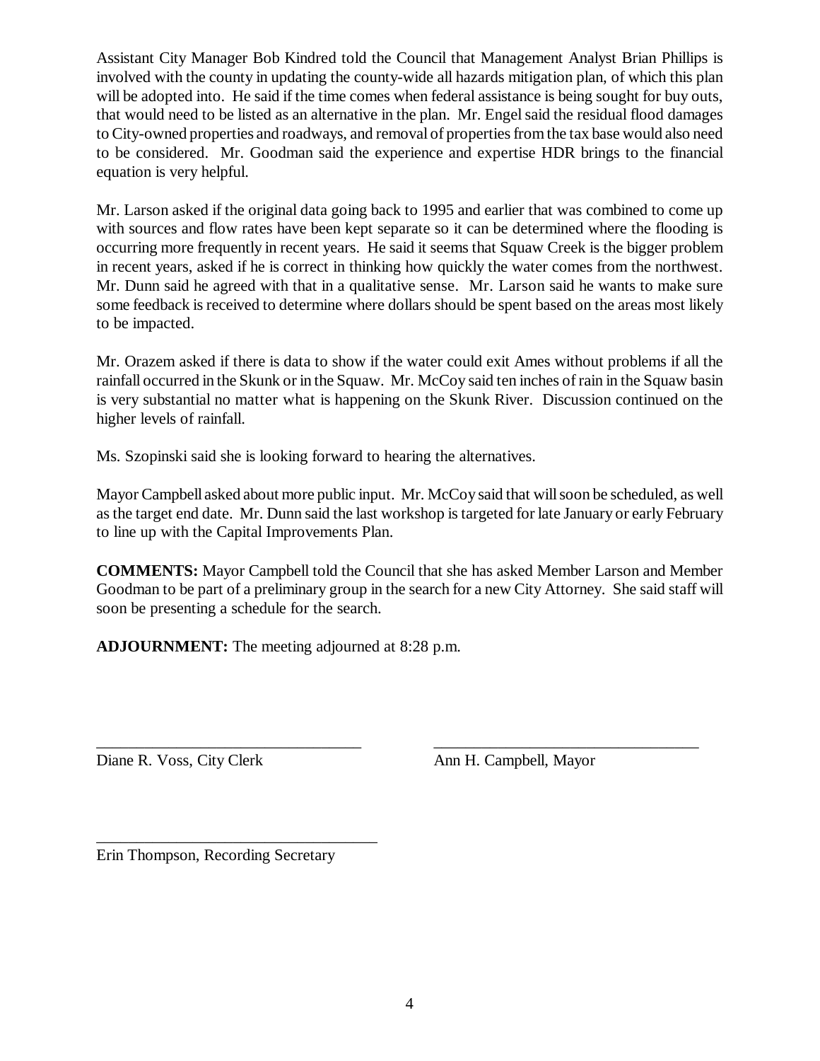Assistant City Manager Bob Kindred told the Council that Management Analyst Brian Phillips is involved with the county in updating the county-wide all hazards mitigation plan, of which this plan will be adopted into. He said if the time comes when federal assistance is being sought for buy outs, that would need to be listed as an alternative in the plan. Mr. Engel said the residual flood damages to City-owned properties and roadways, and removal of properties from the tax base would also need to be considered. Mr. Goodman said the experience and expertise HDR brings to the financial equation is very helpful.

Mr. Larson asked if the original data going back to 1995 and earlier that was combined to come up with sources and flow rates have been kept separate so it can be determined where the flooding is occurring more frequently in recent years. He said it seems that Squaw Creek is the bigger problem in recent years, asked if he is correct in thinking how quickly the water comes from the northwest. Mr. Dunn said he agreed with that in a qualitative sense. Mr. Larson said he wants to make sure some feedback is received to determine where dollars should be spent based on the areas most likely to be impacted.

Mr. Orazem asked if there is data to show if the water could exit Ames without problems if all the rainfall occurred in the Skunk or in the Squaw. Mr. McCoy said ten inches of rain in the Squaw basin is very substantial no matter what is happening on the Skunk River. Discussion continued on the higher levels of rainfall.

Ms. Szopinski said she is looking forward to hearing the alternatives.

Mayor Campbell asked about more public input. Mr. McCoy said that will soon be scheduled, as well as the target end date. Mr. Dunn said the last workshop is targeted for late January or early February to line up with the Capital Improvements Plan.

**COMMENTS:** Mayor Campbell told the Council that she has asked Member Larson and Member Goodman to be part of a preliminary group in the search for a new City Attorney. She said staff will soon be presenting a schedule for the search.

**ADJOURNMENT:** The meeting adjourned at 8:28 p.m.

\_\_\_\_\_\_\_\_\_\_\_\_\_\_\_\_\_\_\_\_\_\_\_\_\_\_\_\_\_\_\_\_\_\_\_\_ \_\_\_\_\_\_\_\_\_\_\_\_\_\_\_\_\_\_\_\_\_\_\_\_\_\_\_\_\_\_\_\_\_\_\_\_

Diane R. Voss, City Clerk Ann H. Campbell, Mayor

\_\_\_\_\_\_\_\_\_\_\_\_\_\_\_\_\_\_\_\_\_\_\_\_\_\_\_\_\_\_\_\_\_\_\_\_

Erin Thompson, Recording Secretary